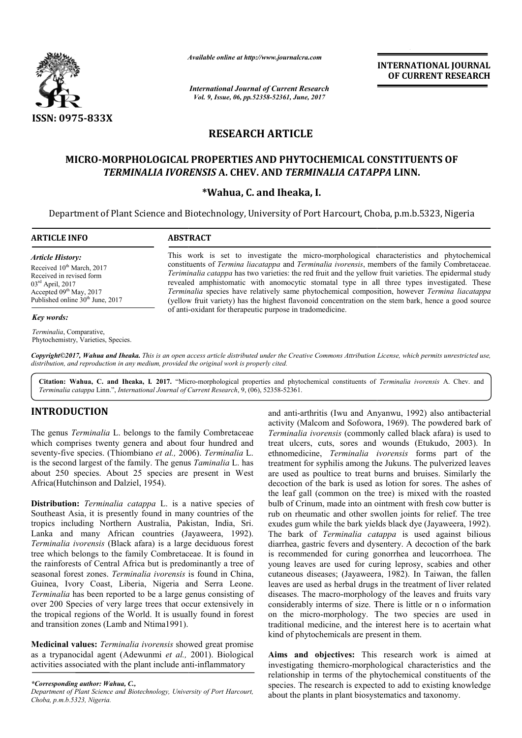ISSN: 0975-833X

*Available online at http://www.journalcra.com*

*International Journal of Current Research*
*Vol. 9, Issue, 06, pp.52358-52361, June, 2017*

**INTERNATIONAL JOURNAL OF CURRENT RESEARCH**

# RESEARCH ARTICLE

## MICRO-MORPHOLOGICAL PROPERTIES AND PHYTOCHEMICAL CONSTITUENTS OF *TERMINALIA IVORENSIS* A. CHEV. AND *TERMINALIA CATAPPA* LINN.

**\*Wahua, C. and Iheaka, I.**

Department of Plant Science and Biotechnology, University of Port Harcourt, Choba, p.m.b.5323, Nigeria

**ARTICLE INFO**

*Article History:*

Received 10th March, 2017
Received in revised form 03rd April, 2017
Accepted 09th May, 2017
Published online 30th June, 2017

*Key words:*

*Terminalia*, Comparative, Phytochemistry, Varieties, Species.

**ABSTRACT**

This work is set to investigate the micro-morphological characteristics and phytochemical constituents of *Termina liacatappa* and *Terminalia ivorensis*, members of the family Combretaceae. *Teriminalia catappa* has two varieties: the red fruit and the yellow fruit varieties. The epidermal study revealed amphistomatic with anomocytic stomatal type in all three types investigated. These *Terminalia* species have relatively same phytochemical composition, however *Termina liacatappa* (yellow fruit variety) has the highest flavonoid concentration on the stem bark, hence a good source of anti-oxidant for therapeutic purpose in tradomedicine.

***Copyright©2017, Wahua and Iheaka.*** *This is an open access article distributed under the Creative Commons Attribution License, which permits unrestricted use, distribution, and reproduction in any medium, provided the original work is properly cited.*

**Citation: Wahua, C. and Iheaka, I. 2017.** "Micro-morphological properties and phytochemical constituents of *Terminalia ivorensis* A. Chev. and *Terminalia catappa* Linn.", *International Journal of Current Research*, 9, (06), 52358-52361.

## INTRODUCTION

The genus *Terminalia* L. belongs to the family Combretaceae which comprises twenty genera and about four hundred and seventy-five species. (Thiombiano *et al.,* 2006). *Terminalia* L. is the second largest of the family. The genus *Taminalia* L. has about 250 species. About 25 species are present in West Africa(Hutchinson and Dalziel, 1954).

**Distribution:** *Terminalia catappa* L. is a native species of Southeast Asia, it is presently found in many countries of the tropics including Northern Australia, Pakistan, India, Sri. Lanka and many African countries (Jayaweera, 1992). *Terminalia ivorensis* (Black afara) is a large deciduous forest tree which belongs to the family Combretaceae. It is found in the rainforests of Central Africa but is predominantly a tree of seasonal forest zones. *Terminalia ivorensis* is found in China, Guinea, Ivory Coast, Liberia, Nigeria and Serra Leone. *Terminalia* has been reported to be a large genus consisting of over 200 Species of very large trees that occur extensively in the tropical regions of the World. It is usually found in forest and transition zones (Lamb and Ntima1991).

**Medicinal values:** *Terminalia ivorensis* showed great promise as a trypanocidal agent (Adewunmi *et al.,* 2001). Biological activities associated with the plant include anti-inflammatory and anti-arthritis (Iwu and Anyanwu, 1992) also antibacterial activity (Malcom and Sofowora, 1969). The powdered bark of *Terminalia ivorensis* (commonly called black afara) is used to treat ulcers, cuts, sores and wounds (Etukudo, 2003). In ethnomedicine, *Terminalia ivorensis* forms part of the treatment for syphilis among the Jukuns. The pulverized leaves are used as poultice to treat burns and bruises. Similarly the decoction of the bark is used as lotion for sores. The ashes of the leaf gall (common on the tree) is mixed with the roasted bulb of Crinum, made into an ointment with fresh cow butter is rub on rheumatic and other swollen joints for relief. The tree exudes gum while the bark yields black dye (Jayaweera, 1992). The bark of *Terminalia catappa* is used against bilious diarrhea, gastric fevers and dysentery. A decoction of the bark is recommended for curing gonorrhea and leucorrhoea. The young leaves are used for curing leprosy, scabies and other cutaneous diseases; (Jayaweera, 1982). In Taiwan, the fallen leaves are used as herbal drugs in the treatment of liver related diseases. The macro-morphology of the leaves and fruits vary considerably interms of size. There is little or n o information on the micro-morphology. The two species are used in traditional medicine, and the interest here is to acertain what kind of phytochemicals are present in them.

**Aims and objectives:** This research work is aimed at investigating themicro-morphological characteristics and the relationship in terms of the phytochemical constituents of the species. The research is expected to add to existing knowledge about the plants in plant biosystematics and taxonomy.

*\*Corresponding author: Wahua, C.,*
*Department of Plant Science and Biotechnology, University of Port Harcourt, Choba, p.m.b.5323, Nigeria.*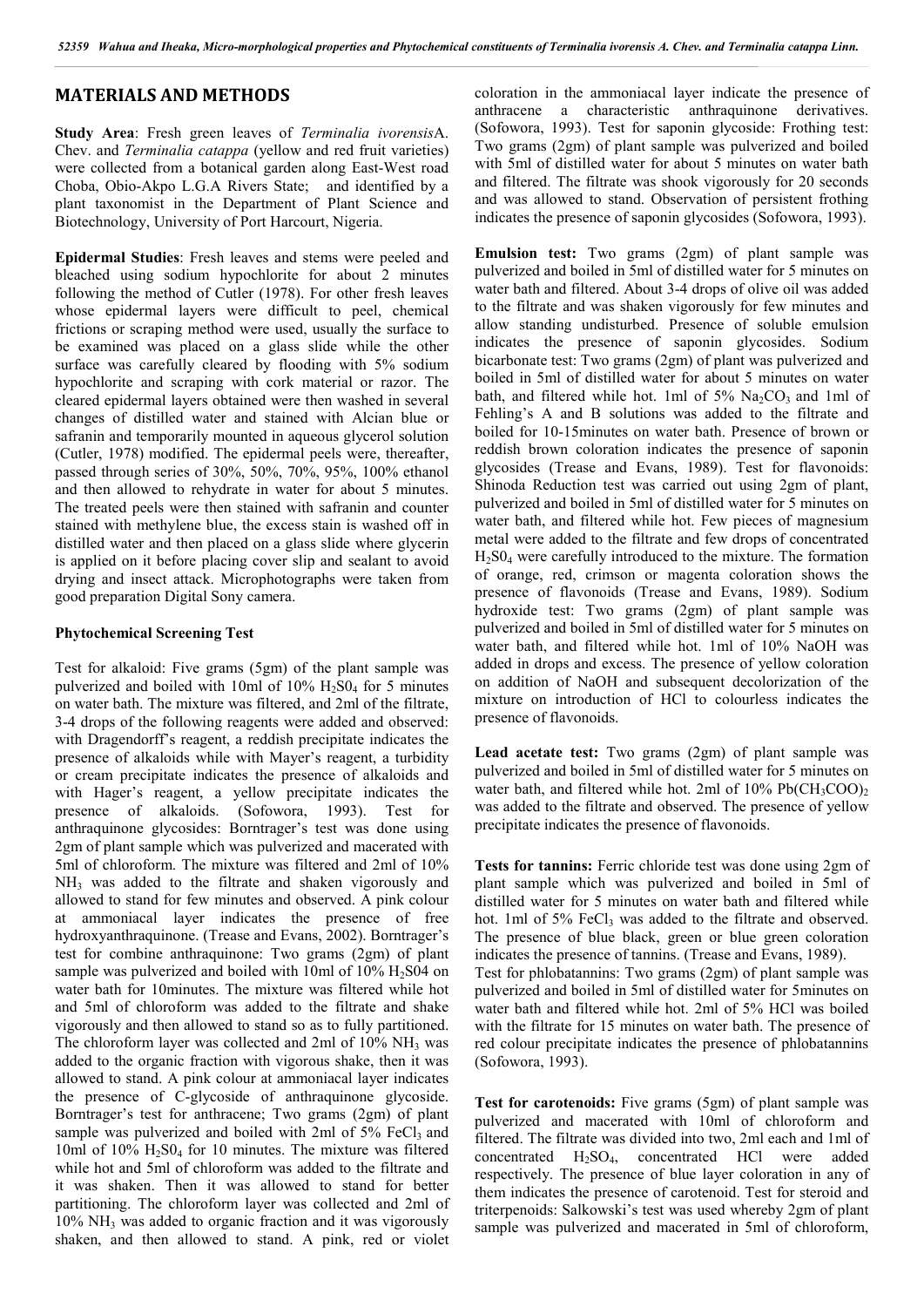## MATERIALS AND METHODS

**Study Area**: Fresh green leaves of *Terminalia ivorensis*A. Chev. and *Terminalia catappa* (yellow and red fruit varieties) were collected from a botanical garden along East-West road Choba, Obio-Akpo L.G.A Rivers State; and identified by a plant taxonomist in the Department of Plant Science and Biotechnology, University of Port Harcourt, Nigeria.

**Epidermal Studies**: Fresh leaves and stems were peeled and bleached using sodium hypochlorite for about 2 minutes following the method of Cutler (1978). For other fresh leaves whose epidermal layers were difficult to peel, chemical frictions or scraping method were used, usually the surface to be examined was placed on a glass slide while the other surface was carefully cleared by flooding with 5% sodium hypochlorite and scraping with cork material or razor. The cleared epidermal layers obtained were then washed in several changes of distilled water and stained with Alcian blue or safranin and temporarily mounted in aqueous glycerol solution (Cutler, 1978) modified. The epidermal peels were, thereafter, passed through series of 30%, 50%, 70%, 95%, 100% ethanol and then allowed to rehydrate in water for about 5 minutes. The treated peels were then stained with safranin and counter stained with methylene blue, the excess stain is washed off in distilled water and then placed on a glass slide where glycerin is applied on it before placing cover slip and sealant to avoid drying and insect attack. Microphotographs were taken from good preparation Digital Sony camera.

### Phytochemical Screening Test

Test for alkaloid: Five grams (5gm) of the plant sample was pulverized and boiled with 10ml of 10% $H_2S0_4$ for 5 minutes on water bath. The mixture was filtered, and 2ml of the filtrate, 3-4 drops of the following reagents were added and observed: with Dragendorff's reagent, a reddish precipitate indicates the presence of alkaloids while with Mayer's reagent, a turbidity or cream precipitate indicates the presence of alkaloids and with Hager's reagent, a yellow precipitate indicates the presence of alkaloids. (Sofowora, 1993). Test for anthraquinone glycosides: Borntrager's test was done using 2gm of plant sample which was pulverized and macerated with 5ml of chloroform. The mixture was filtered and 2ml of 10% $NH_3$ was added to the filtrate and shaken vigorously and allowed to stand for few minutes and observed. A pink colour at ammoniacal layer indicates the presence of free hydroxyanthraquinone. (Trease and Evans, 2002). Borntrager's test for combine anthraquinone: Two grams (2gm) of plant sample was pulverized and boiled with 10ml of 10% $H_2S04$ on water bath for 10minutes. The mixture was filtered while hot and 5ml of chloroform was added to the filtrate and shake vigorously and then allowed to stand so as to fully partitioned. The chloroform layer was collected and 2ml of 10% $NH_3$ was added to the organic fraction with vigorous shake, then it was allowed to stand. A pink colour at ammoniacal layer indicates the presence of C-glycoside of anthraquinone glycoside. Borntrager's test for anthracene; Two grams (2gm) of plant sample was pulverized and boiled with 2ml of 5% $FeCl_3$ and 10ml of 10% $H_2S0_4$ for 10 minutes. The mixture was filtered while hot and 5ml of chloroform was added to the filtrate and it was shaken. Then it was allowed to stand for better partitioning. The chloroform layer was collected and 2ml of 10% $NH_3$ was added to organic fraction and it was vigorously shaken, and then allowed to stand. A pink, red or violet coloration in the ammoniacal layer indicate the presence of anthracene a characteristic anthraquinone derivatives. (Sofowora, 1993). Test for saponin glycoside: Frothing test: Two grams (2gm) of plant sample was pulverized and boiled with 5ml of distilled water for about 5 minutes on water bath and filtered. The filtrate was shook vigorously for 20 seconds and was allowed to stand. Observation of persistent frothing indicates the presence of saponin glycosides (Sofowora, 1993).

**Emulsion test:** Two grams (2gm) of plant sample was pulverized and boiled in 5ml of distilled water for 5 minutes on water bath and filtered. About 3-4 drops of olive oil was added to the filtrate and was shaken vigorously for few minutes and allow standing undisturbed. Presence of soluble emulsion indicates the presence of saponin glycosides. Sodium bicarbonate test: Two grams (2gm) of plant was pulverized and boiled in 5ml of distilled water for about 5 minutes on water bath, and filtered while hot. 1ml of 5% $Na_2CO_3$ and 1ml of Fehling's A and B solutions was added to the filtrate and boiled for 10-15minutes on water bath. Presence of brown or reddish brown coloration indicates the presence of saponin glycosides (Trease and Evans, 1989). Test for flavonoids: Shinoda Reduction test was carried out using 2gm of plant, pulverized and boiled in 5ml of distilled water for 5 minutes on water bath, and filtered while hot. Few pieces of magnesium metal were added to the filtrate and few drops of concentrated $H_2S0_4$ were carefully introduced to the mixture. The formation of orange, red, crimson or magenta coloration shows the presence of flavonoids (Trease and Evans, 1989). Sodium hydroxide test: Two grams (2gm) of plant sample was pulverized and boiled in 5ml of distilled water for 5 minutes on water bath, and filtered while hot. 1ml of 10% NaOH was added in drops and excess. The presence of yellow coloration on addition of NaOH and subsequent decolorization of the mixture on introduction of HCl to colourless indicates the presence of flavonoids.

**Lead acetate test:** Two grams (2gm) of plant sample was pulverized and boiled in 5ml of distilled water for 5 minutes on water bath, and filtered while hot. 2ml of 10% $Pb(CH_3COO)_2$ was added to the filtrate and observed. The presence of yellow precipitate indicates the presence of flavonoids.

**Tests for tannins:** Ferric chloride test was done using 2gm of plant sample which was pulverized and boiled in 5ml of distilled water for 5 minutes on water bath and filtered while hot. 1ml of 5% $FeCl_3$ was added to the filtrate and observed. The presence of blue black, green or blue green coloration indicates the presence of tannins. (Trease and Evans, 1989).

Test for phlobatannins: Two grams (2gm) of plant sample was pulverized and boiled in 5ml of distilled water for 5minutes on water bath and filtered while hot. 2ml of 5% HCl was boiled with the filtrate for 15 minutes on water bath. The presence of red colour precipitate indicates the presence of phlobatannins (Sofowora, 1993).

**Test for carotenoids:** Five grams (5gm) of plant sample was pulverized and macerated with 10ml of chloroform and filtered. The filtrate was divided into two, 2ml each and 1ml of concentrated $H_2SO_4$, concentrated HCl were added respectively. The presence of blue layer coloration in any of them indicates the presence of carotenoid. Test for steroid and triterpenoids: Salkowski's test was used whereby 2gm of plant sample was pulverized and macerated in 5ml of chloroform,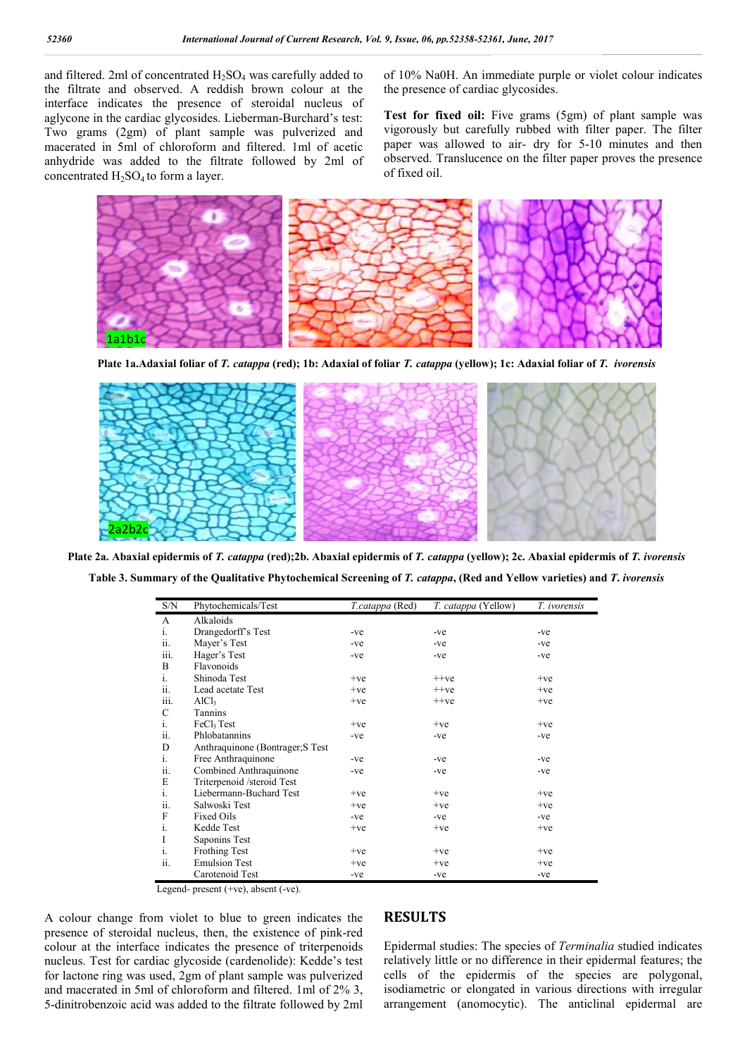and filtered. 2ml of concentrated $H_2SO_4$ was carefully added to the filtrate and observed. A reddish brown colour at the interface indicates the presence of steroidal nucleus of aglycone in the cardiac glycosides. Lieberman-Burchard's test: Two grams (2gm) of plant sample was pulverized and macerated in 5ml of chloroform and filtered. 1ml of acetic anhydride was added to the filtrate followed by 2ml of concentrated $H_2SO_4$ to form a layer.

of 10% Na0H. An immediate purple or violet colour indicates the presence of cardiac glycosides.

**Test for fixed oil:** Five grams (5gm) of plant sample was vigorously but carefully rubbed with filter paper. The filter paper was allowed to air- dry for 5-10 minutes and then observed. Translucence on the filter paper proves the presence of fixed oil.

**Plate 1a.Adaxial foliar of *T. catappa* (red); 1b: Adaxial of foliar *T. catappa* (yellow); 1c: Adaxial foliar of *T. ivorensis***

**Plate 2a. Abaxial epidermis of *T. catappa* (red);2b. Abaxial epidermis of *T. catappa* (yellow); 2c. Abaxial epidermis of *T. ivorensis***

**Table 3. Summary of the Qualitative Phytochemical Screening of *T. catappa*, (Red and Yellow varieties) and *T. ivorensis***

| S/N | Phytochemicals/Test | *T.catappa* (Red) | *T. catappa* (Yellow) | *T. ivorensis* |
|---|---|---|---|---|
| A | Alkaloids | | | |
| i. | Drangedorff's Test | -ve | -ve | -ve |
| ii. | Mayer's Test | -ve | -ve | -ve |
| iii. | Hager's Test | -ve | -ve | -ve |
| B | Flavonoids | | | |
| i. | Shinoda Test | +ve | ++ve | +ve |
| ii. | Lead acetate Test | +ve | ++ve | +ve |
| iii. | $AlCl_3$ | +ve | ++ve | +ve |
| C | Tannins | | | |
| i. | $FeCl_3$ Test | +ve | +ve | +ve |
| ii. | Phlobatannins | -ve | -ve | -ve |
| D | Anthraquinone (Bontrager;S Test | | | |
| i. | Free Anthraquinone | -ve | -ve | -ve |
| ii. | Combined Anthraquinone | -ve | -ve | -ve |
| E | Triterpenoid /steroid Test | | | |
| i. | Liebermann-Buchard Test | +ve | +ve | +ve |
| ii. | Salwoski Test | +ve | +ve | +ve |
| F | Fixed Oils | -ve | -ve | -ve |
| i. | Kedde Test | +ve | +ve | +ve |
| I | Saponins Test | | | |
| i. | Frothing Test | +ve | +ve | +ve |
| ii. | Emulsion Test | +ve | +ve | +ve |
| | Carotenoid Test | -ve | -ve | -ve |

Legend- present (+ve), absent (-ve).

A colour change from violet to blue to green indicates the presence of steroidal nucleus, then, the existence of pink-red colour at the interface indicates the presence of triterpenoids nucleus. Test for cardiac glycoside (cardenolide): Kedde's test for lactone ring was used, 2gm of plant sample was pulverized and macerated in 5ml of chloroform and filtered. 1ml of 2% 3, 5-dinitrobenzoic acid was added to the filtrate followed by 2ml

## RESULTS

Epidermal studies: The species of *Terminalia* studied indicates relatively little or no difference in their epidermal features; the cells of the epidermis of the species are polygonal, isodiametric or elongated in various directions with irregular arrangement (anomocytic). The anticlinal epidermal are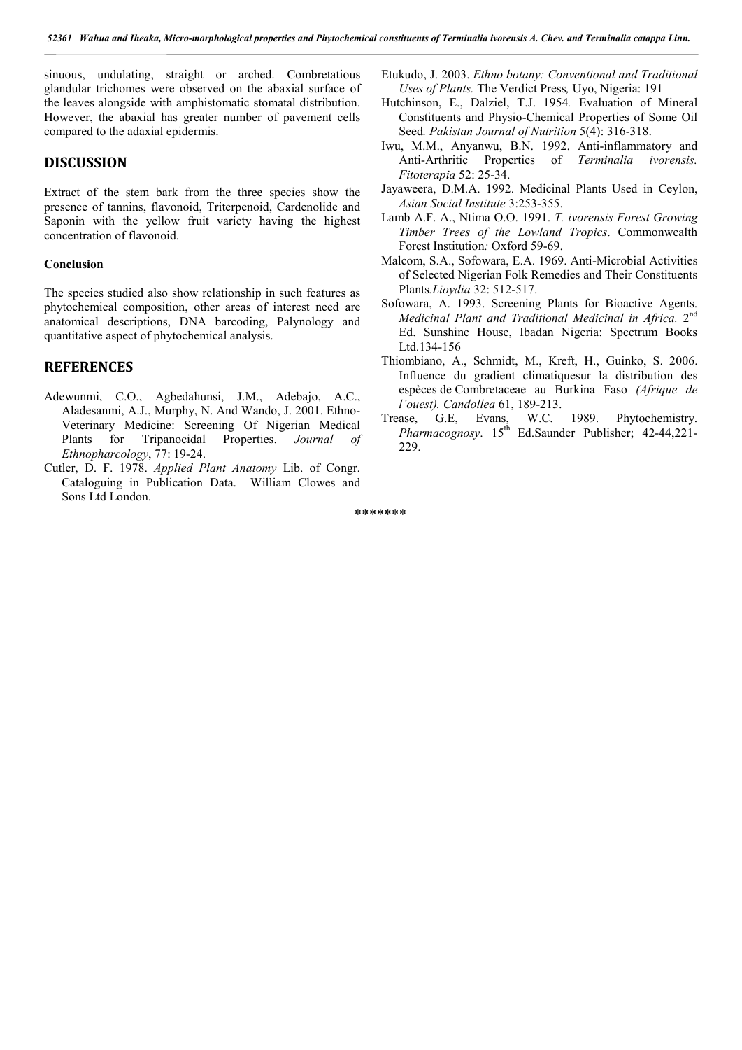sinuous, undulating, straight or arched. Combretatious glandular trichomes were observed on the abaxial surface of the leaves alongside with amphistomatic stomatal distribution. However, the abaxial has greater number of pavement cells compared to the adaxial epidermis.

## DISCUSSION

Extract of the stem bark from the three species show the presence of tannins, flavonoid, Triterpenoid, Cardenolide and Saponin with the yellow fruit variety having the highest concentration of flavonoid.

### Conclusion

The species studied also show relationship in such features as phytochemical composition, other areas of interest need are anatomical descriptions, DNA barcoding, Palynology and quantitative aspect of phytochemical analysis.

## REFERENCES

Adewunmi, C.O., Agbedahunsi, J.M., Adebajo, A.C., Aladesanmi, A.J., Murphy, N. And Wando, J. 2001. Ethno-Veterinary Medicine: Screening Of Nigerian Medical Plants for Tripanocidal Properties. *Journal of Ethnopharcology*, 77: 19-24.

Cutler, D. F. 1978. *Applied Plant Anatomy* Lib. of Congr. Cataloguing in Publication Data. William Clowes and Sons Ltd London.

Etukudo, J. 2003. *Ethno botany: Conventional and Traditional Uses of Plants.* The Verdict Press*,* Uyo, Nigeria: 191

Hutchinson, E., Dalziel, T.J. 1954*.* Evaluation of Mineral Constituents and Physio-Chemical Properties of Some Oil Seed*. Pakistan Journal of Nutrition* 5(4): 316-318.

Iwu, M.M., Anyanwu, B.N. 1992. Anti-inflammatory and Anti-Arthritic Properties of *Terminalia ivorensis. Fitoterapia* 52: 25-34.

Jayaweera, D.M.A. 1992. Medicinal Plants Used in Ceylon, *Asian Social Institute* 3:253-355.

Lamb A.F. A., Ntima O.O. 1991. *T. ivorensis Forest Growing Timber Trees of the Lowland Tropics*. Commonwealth Forest Institution*:* Oxford 59-69.

Malcom, S.A., Sofowara, E.A. 1969. Anti-Microbial Activities of Selected Nigerian Folk Remedies and Their Constituents Plants*.Lioydia* 32: 512-517.

Sofowara, A. 1993. Screening Plants for Bioactive Agents. *Medicinal Plant and Traditional Medicinal in Africa.* 2nd Ed. Sunshine House, Ibadan Nigeria: Spectrum Books Ltd.134-156

Thiombiano, A., Schmidt, M., Kreft, H., Guinko, S. 2006. Influence du gradient climatiquesur la distribution des espèces de Combretaceae au Burkina Faso *(Afrique de l'ouest). Candollea* 61, 189-213.

Trease, G.E, Evans, W.C. 1989. Phytochemistry. *Pharmacognosy*. 15th Ed.Saunder Publisher; 42-44,221-229.

\*\*\*\*\*\*\*